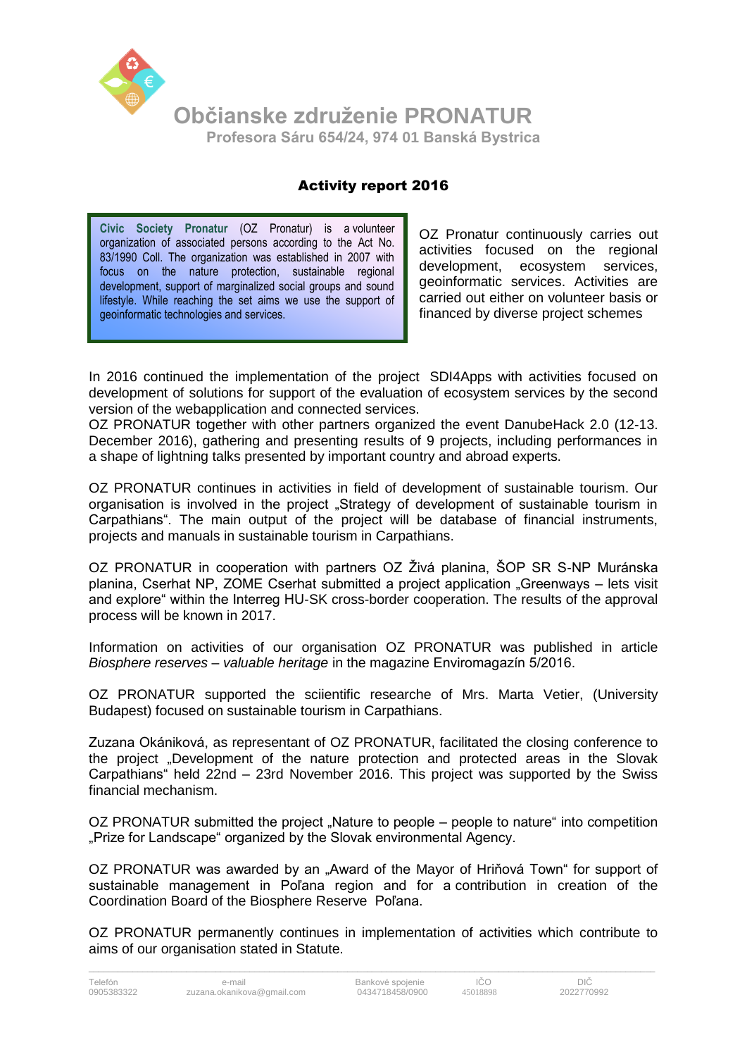# Občianske združenie PRONATUR

**Profesora Sáru 654/24, 974 01 Banská Bystrica**

## Activity report 2016

**Civic Society Pronatur** (OZ Pronatur) is a volunteer organization of associated persons according to the Act No. 83/1990 Coll. The organization was established in 2007 with focus on the nature protection, sustainable regional development, support of marginalized social groups and sound lifestyle. While reaching the set aims we use the support of geoinformatic technologies and services.

OZ Pronatur continuously carries out activities focused on the regional development, ecosystem services, geoinformatic services. Activities are carried out either on volunteer basis or financed by diverse project schemes

In 2016 continued the implementation of the project SDI4Apps with activities focused on development of solutions for support of the evaluation of ecosystem services by the second version of the webapplication and connected services.
OZ PRONATUR together with other partners organized the event DanubeHack 2.0 (12-13. December 2016), gathering and presenting results of 9 projects, including performances in a shape of lightning talks presented by important country and abroad experts.

OZ PRONATUR continues in activities in field of development of sustainable tourism. Our organisation is involved in the project „Strategy of development of sustainable tourism in Carpathians". The main output of the project will be database of financial instruments, projects and manuals in sustainable tourism in Carpathians.

OZ PRONATUR in cooperation with partners OZ Živá planina, ŠOP SR S-NP Muránska planina, Cserhat NP, ZOME Cserhat submitted a project application „Greenways – lets visit and explore" within the Interreg HU-SK cross-border cooperation. The results of the approval process will be known in 2017.

Information on activities of our organisation OZ PRONATUR was published in article *Biosphere reserves – valuable heritage* in the magazine Enviromagazín 5/2016.

OZ PRONATUR supported the sciientific researche of Mrs. Marta Vetier, (University Budapest) focused on sustainable tourism in Carpathians.

Zuzana Okániková, as representant of OZ PRONATUR, facilitated the closing conference to the project „Development of the nature protection and protected areas in the Slovak Carpathians" held 22nd – 23rd November 2016. This project was supported by the Swiss financial mechanism.

OZ PRONATUR submitted the project „Nature to people – people to nature" into competition „Prize for Landscape" organized by the Slovak environmental Agency.

OZ PRONATUR was awarded by an „Award of the Mayor of Hriňová Town" for support of sustainable management in Poľana region and for a contribution in creation of the Coordination Board of the Biosphere Reserve Poľana.

OZ PRONATUR permanently continues in implementation of activities which contribute to aims of our organisation stated in Statute.

| Telefón | e-mail | Bankové spojenie | IČO | DIČ |
|---|---|---|---|---|
| 0905383322 | zuzana.okanikova@gmail.com | 0434718458/0900 | 45018898 | 2022770992 |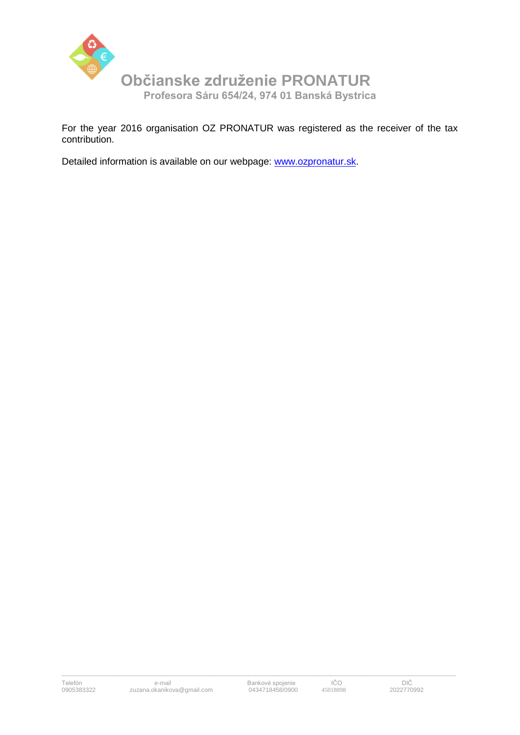# Občianske združenie PRONATUR

**Profesora Sáru 654/24, 974 01 Banská Bystrica**

For the year 2016 organisation OZ PRONATUR was registered as the receiver of the tax contribution.

Detailed information is available on our webpage: [www.ozpronatur.sk](http://www.ozpronatur.sk).

| Telefón | e-mail | Bankové spojenie | IČO | DIČ |
|---|---|---|---|---|
| 0905383322 | zuzana.okanikova@gmail.com | 0434718458/0900 | 45018898 | 2022770992 |